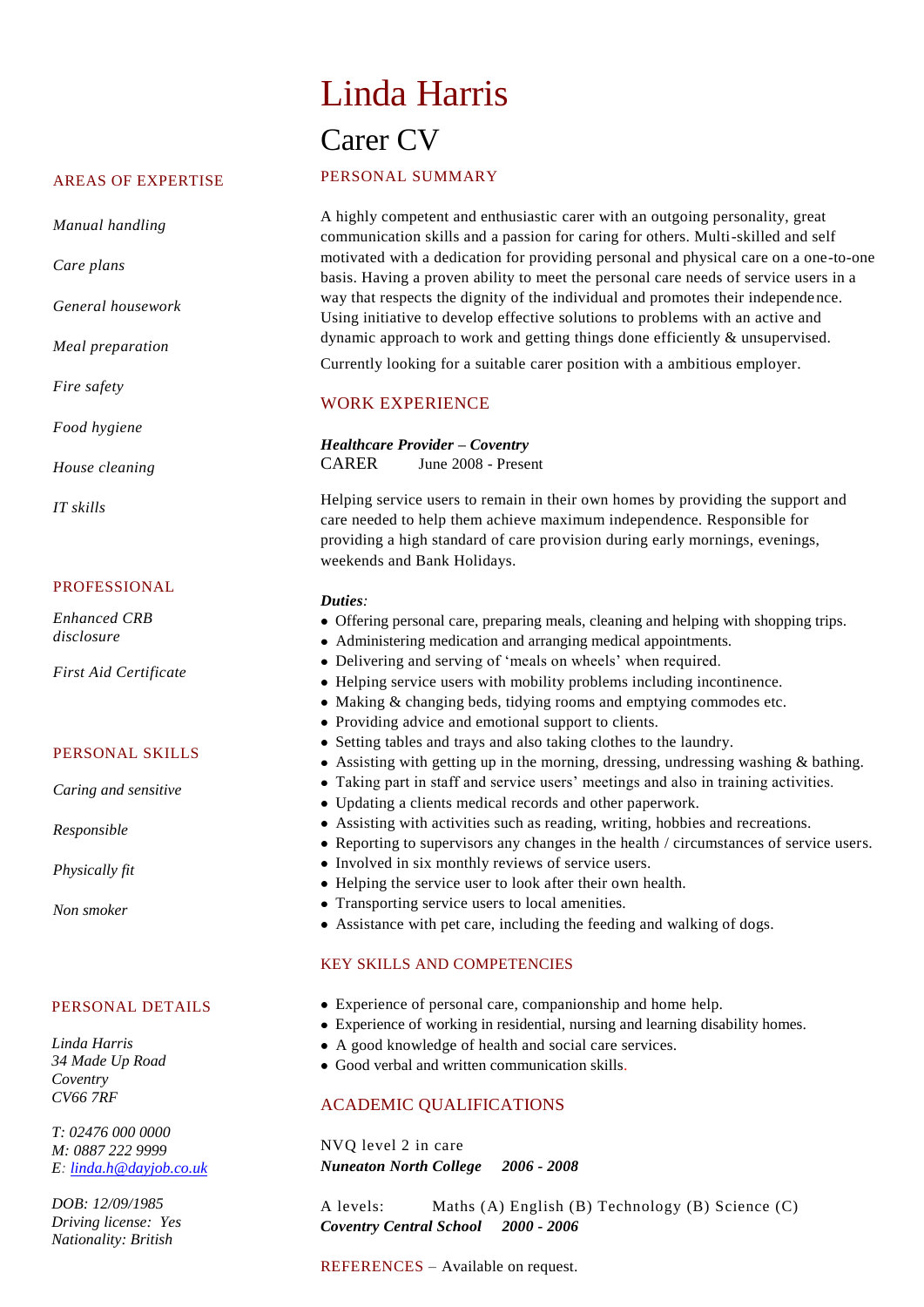# Linda Harris

## Carer CV

### PERSONAL SUMMARY

A highly competent and enthusiastic carer with an outgoing personality, great communication skills and a passion for caring for others. Multi-skilled and self motivated with a dedication for providing personal and physical care on a one-to-one basis. Having a proven ability to meet the personal care needs of service users in a way that respects the dignity of the individual and promotes their independence. Using initiative to develop effective solutions to problems with an active and dynamic approach to work and getting things done efficiently & unsupervised.

Currently looking for a suitable carer position with a ambitious employer.

### WORK EXPERIENCE

***Healthcare Provider – Coventry***
CARER June 2008 - Present

Helping service users to remain in their own homes by providing the support and care needed to help them achieve maximum independence. Responsible for providing a high standard of care provision during early mornings, evenings, weekends and Bank Holidays.

***Duties**:*

- Offering personal care, preparing meals, cleaning and helping with shopping trips.
- Administering medication and arranging medical appointments.
- Delivering and serving of 'meals on wheels' when required.
- Helping service users with mobility problems including incontinence.
- Making & changing beds, tidying rooms and emptying commodes etc.
- Providing advice and emotional support to clients.
- Setting tables and trays and also taking clothes to the laundry.
- Assisting with getting up in the morning, dressing, undressing washing & bathing.
- Taking part in staff and service users' meetings and also in training activities.
- Updating a clients medical records and other paperwork.
- Assisting with activities such as reading, writing, hobbies and recreations.
- Reporting to supervisors any changes in the health / circumstances of service users.
- Involved in six monthly reviews of service users.
- Helping the service user to look after their own health.
- Transporting service users to local amenities.
- Assistance with pet care, including the feeding and walking of dogs.

### KEY SKILLS AND COMPETENCIES

- Experience of personal care, companionship and home help.
- Experience of working in residential, nursing and learning disability homes.
- A good knowledge of health and social care services.
- Good verbal and written communication skills.

### ACADEMIC QUALIFICATIONS

NVQ level 2 in care
***Nuneaton North College 2006 - 2008***

A levels: Maths (A) English (B) Technology (B) Science (C)
***Coventry Central School 2000 - 2006***

REFERENCES – Available on request.

### AREAS OF EXPERTISE

*Manual handling*

*Care plans*

*General housework*

*Meal preparation*

*Fire safety*

*Food hygiene*

*House cleaning*

*IT skills*

### PROFESSIONAL

*Enhanced CRB disclosure*

*First Aid Certificate*

### PERSONAL SKILLS

*Caring and sensitive*

*Responsible*

*Physically fit*

*Non smoker*

### PERSONAL DETAILS

*Linda Harris*
*34 Made Up Road*
*Coventry*
*CV66 7RF*

*T: 02476 000 0000*
*M: 0887 222 9999*
*E: linda.h@dayjob.co.uk*

*DOB: 12/09/1985*
*Driving license: Yes*
*Nationality: British*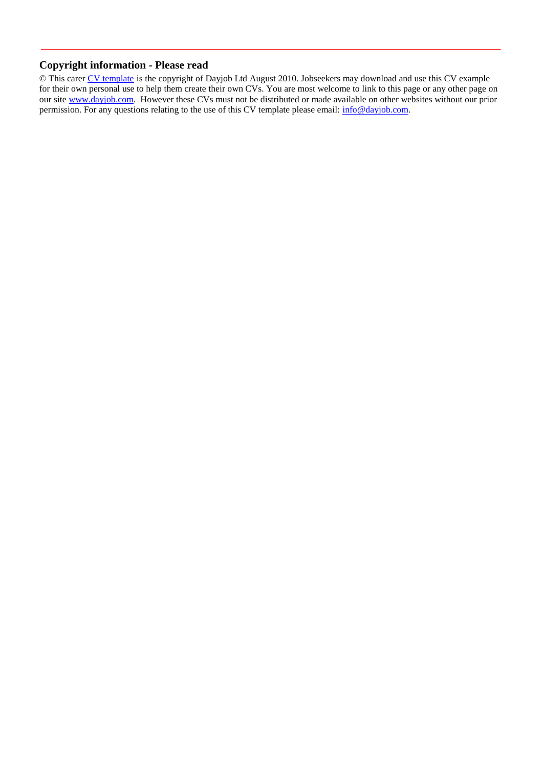---

## Copyright information - Please read

© This carer CV template is the copyright of Dayjob Ltd August 2010. Jobseekers may download and use this CV example for their own personal use to help them create their own CVs. You are most welcome to link to this page or any other page on our site www.dayjob.com. However these CVs must not be distributed or made available on other websites without our prior permission. For any questions relating to the use of this CV template please email: info@dayjob.com.